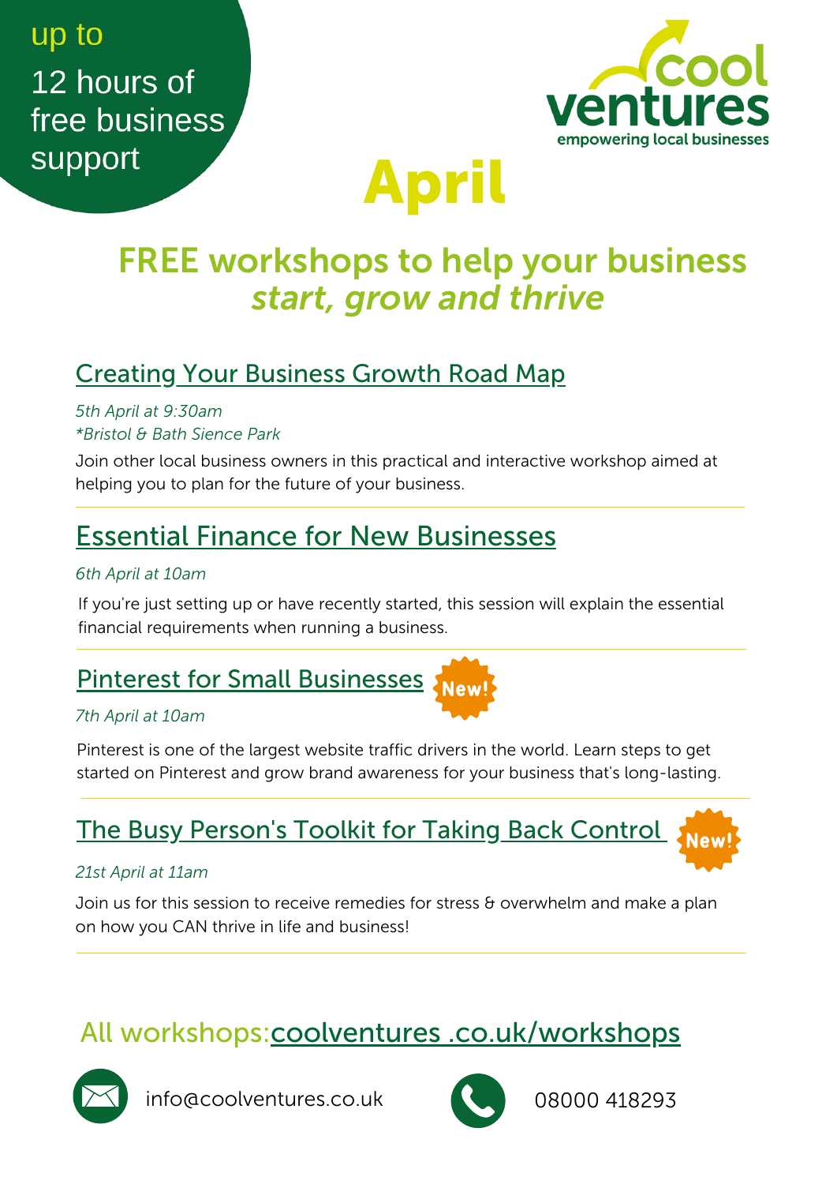up to

12 hours of free business support

cool ventures
empowering local businesses

# April

## FREE workshops to help your business *start, grow and thrive*

### Creating Your Business Growth Road Map

*5th April at 9:30am*
*\*Bristol & Bath Sience Park*

Join other local business owners in this practical and interactive workshop aimed at helping you to plan for the future of your business.

### Essential Finance for New Businesses

*6th April at 10am*

If you're just setting up or have recently started, this session will explain the essential financial requirements when running a business.

### Pinterest for Small Businesses — New!

*7th April at 10am*

Pinterest is one of the largest website traffic drivers in the world. Learn steps to get started on Pinterest and grow brand awareness for your business that's long-lasting.

### The Busy Person's Toolkit for Taking Back Control — New!

*21st April at 11am*

Join us for this session to receive remedies for stress & overwhelm and make a plan on how you CAN thrive in life and business!

## All workshops: coolventures .co.uk/workshops

info@coolventures.co.uk

08000 418293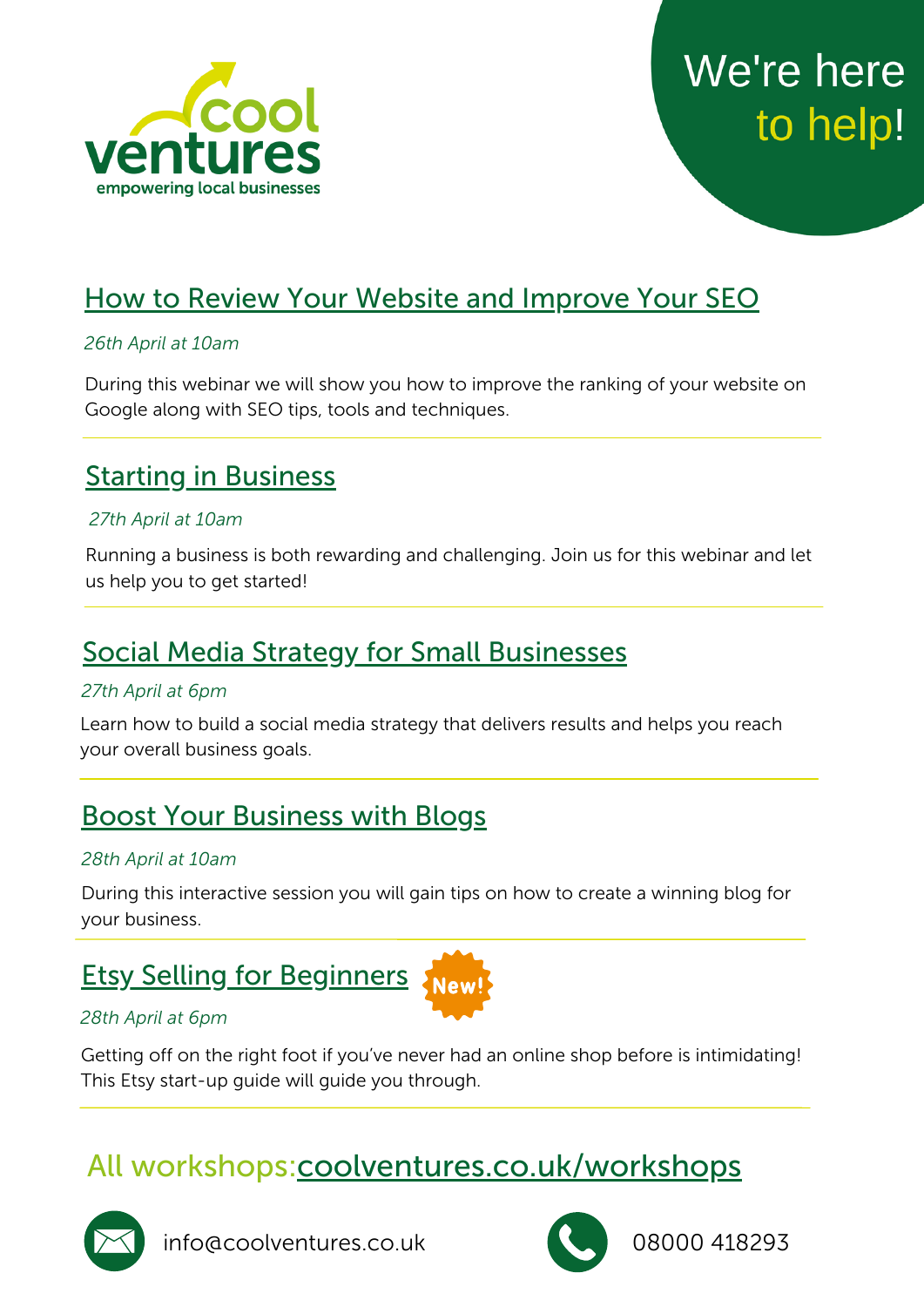cool ventures

empowering local businesses

We're here to help!

## How to Review Your Website and Improve Your SEO

*26th April at 10am*

During this webinar we will show you how to improve the ranking of your website on Google along with SEO tips, tools and techniques.

## Starting in Business

*27th April at 10am*

Running a business is both rewarding and challenging. Join us for this webinar and let us help you to get started!

## Social Media Strategy for Small Businesses

*27th April at 6pm*

Learn how to build a social media strategy that delivers results and helps you reach your overall business goals.

## Boost Your Business with Blogs

*28th April at 10am*

During this interactive session you will gain tips on how to create a winning blog for your business.

## Etsy Selling for Beginners

New!

*28th April at 6pm*

Getting off on the right foot if you've never had an online shop before is intimidating! This Etsy start-up guide will guide you through.

## All workshops: coolventures.co.uk/workshops

info@coolventures.co.uk

08000 418293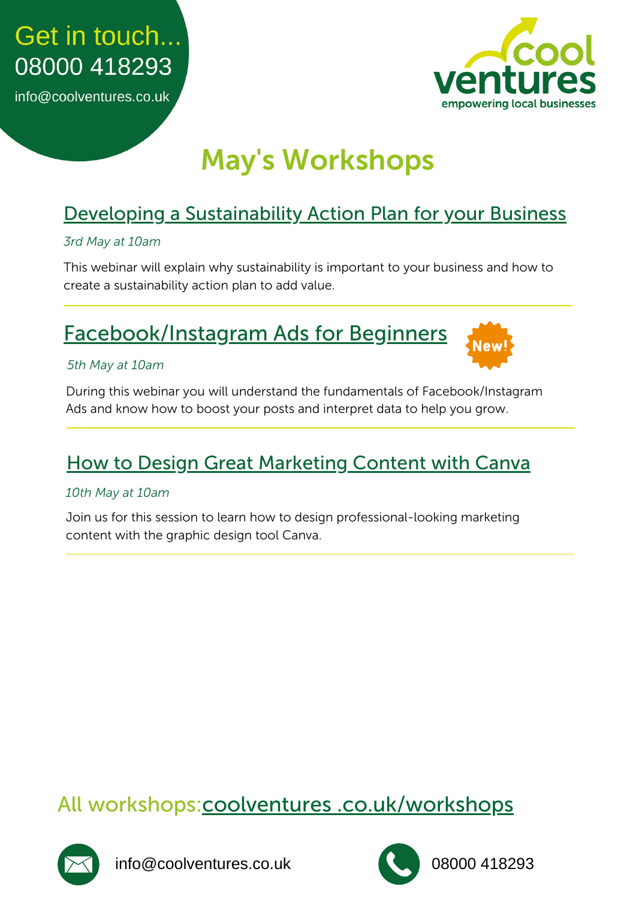Get in touch...
08000 418293
info@coolventures.co.uk

cool ventures
empowering local businesses

# May's Workshops

## Developing a Sustainability Action Plan for your Business

*3rd May at 10am*

This webinar will explain why sustainability is important to your business and how to create a sustainability action plan to add value.

---

## Facebook/Instagram Ads for Beginners

New!

*5th May at 10am*

During this webinar you will understand the fundamentals of Facebook/Instagram Ads and know how to boost your posts and interpret data to help you grow.

---

## How to Design Great Marketing Content with Canva

*10th May at 10am*

Join us for this session to learn how to design professional-looking marketing content with the graphic design tool Canva.

---

All workshops: coolventures .co.uk/workshops

info@coolventures.co.uk

08000 418293